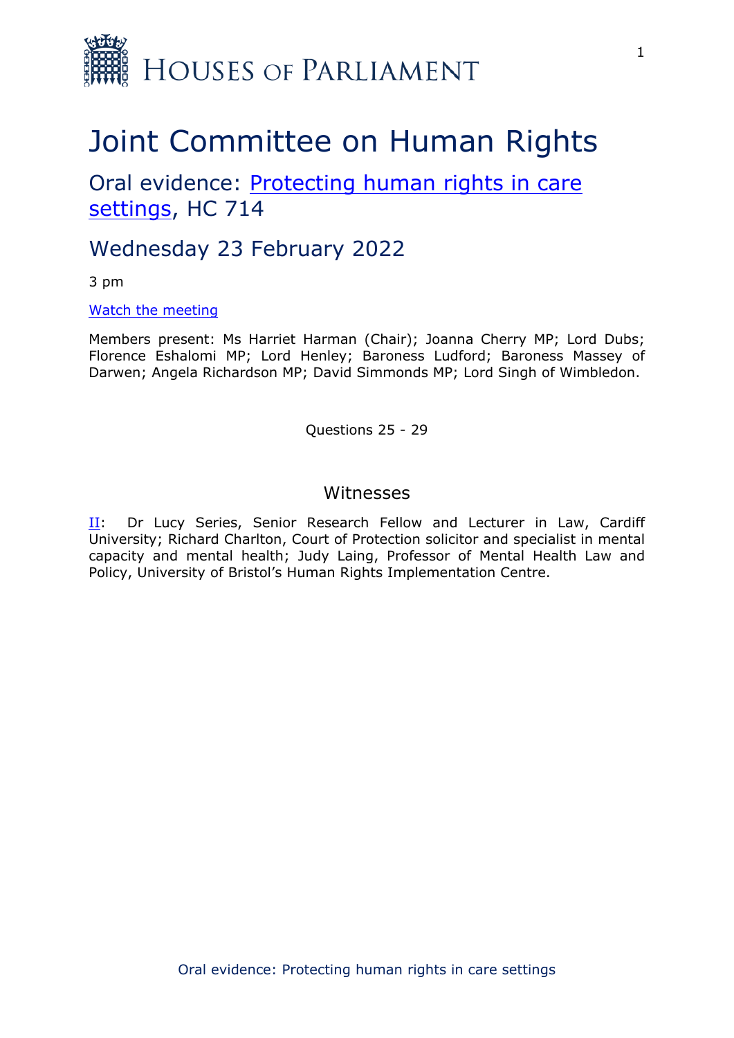Houses of Parliament

# Joint Committee on Human Rights

## Oral evidence: [Protecting human rights in care settings](#), HC 714

## Wednesday 23 February 2022

3 pm

[Watch the meeting](#)

Members present: Ms Harriet Harman (Chair); Joanna Cherry MP; Lord Dubs; Florence Eshalomi MP; Lord Henley; Baroness Ludford; Baroness Massey of Darwen; Angela Richardson MP; David Simmonds MP; Lord Singh of Wimbledon.

Questions 25 - 29

### Witnesses

[II](#): Dr Lucy Series, Senior Research Fellow and Lecturer in Law, Cardiff University; Richard Charlton, Court of Protection solicitor and specialist in mental capacity and mental health; Judy Laing, Professor of Mental Health Law and Policy, University of Bristol's Human Rights Implementation Centre.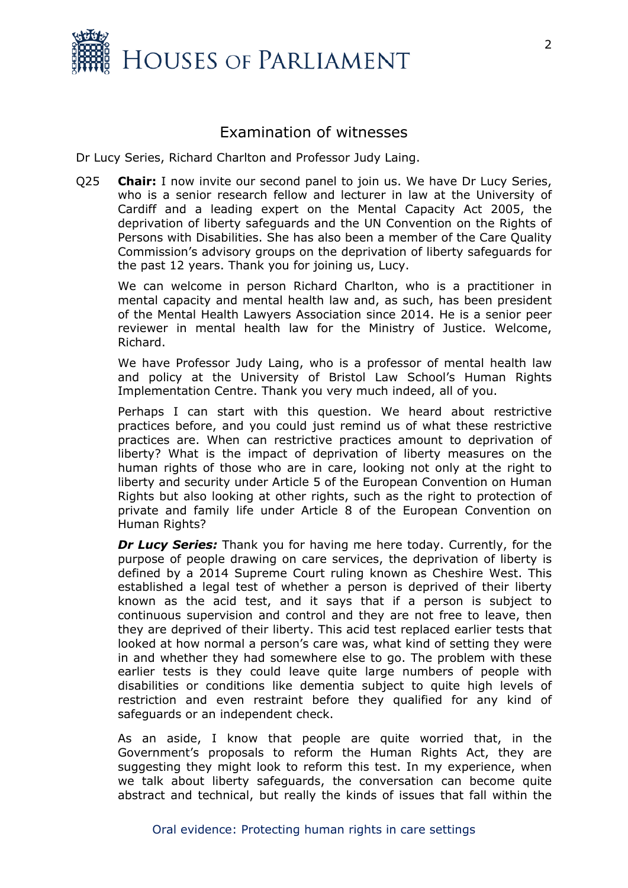## Examination of witnesses

Dr Lucy Series, Richard Charlton and Professor Judy Laing.

Q25 **Chair:** I now invite our second panel to join us. We have Dr Lucy Series, who is a senior research fellow and lecturer in law at the University of Cardiff and a leading expert on the Mental Capacity Act 2005, the deprivation of liberty safeguards and the UN Convention on the Rights of Persons with Disabilities. She has also been a member of the Care Quality Commission's advisory groups on the deprivation of liberty safeguards for the past 12 years. Thank you for joining us, Lucy.

We can welcome in person Richard Charlton, who is a practitioner in mental capacity and mental health law and, as such, has been president of the Mental Health Lawyers Association since 2014. He is a senior peer reviewer in mental health law for the Ministry of Justice. Welcome, Richard.

We have Professor Judy Laing, who is a professor of mental health law and policy at the University of Bristol Law School's Human Rights Implementation Centre. Thank you very much indeed, all of you.

Perhaps I can start with this question. We heard about restrictive practices before, and you could just remind us of what these restrictive practices are. When can restrictive practices amount to deprivation of liberty? What is the impact of deprivation of liberty measures on the human rights of those who are in care, looking not only at the right to liberty and security under Article 5 of the European Convention on Human Rights but also looking at other rights, such as the right to protection of private and family life under Article 8 of the European Convention on Human Rights?

***Dr Lucy Series:*** Thank you for having me here today. Currently, for the purpose of people drawing on care services, the deprivation of liberty is defined by a 2014 Supreme Court ruling known as Cheshire West. This established a legal test of whether a person is deprived of their liberty known as the acid test, and it says that if a person is subject to continuous supervision and control and they are not free to leave, then they are deprived of their liberty. This acid test replaced earlier tests that looked at how normal a person's care was, what kind of setting they were in and whether they had somewhere else to go. The problem with these earlier tests is they could leave quite large numbers of people with disabilities or conditions like dementia subject to quite high levels of restriction and even restraint before they qualified for any kind of safeguards or an independent check.

As an aside, I know that people are quite worried that, in the Government's proposals to reform the Human Rights Act, they are suggesting they might look to reform this test. In my experience, when we talk about liberty safeguards, the conversation can become quite abstract and technical, but really the kinds of issues that fall within the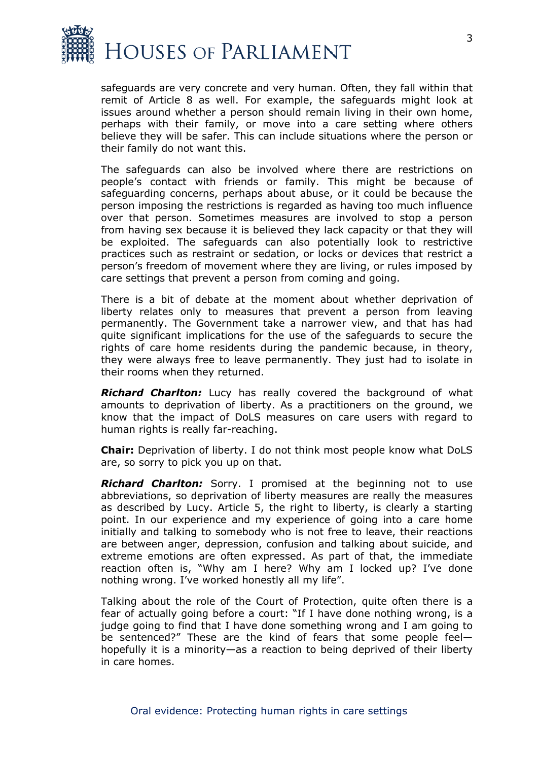safeguards are very concrete and very human. Often, they fall within that remit of Article 8 as well. For example, the safeguards might look at issues around whether a person should remain living in their own home, perhaps with their family, or move into a care setting where others believe they will be safer. This can include situations where the person or their family do not want this.

The safeguards can also be involved where there are restrictions on people's contact with friends or family. This might be because of safeguarding concerns, perhaps about abuse, or it could be because the person imposing the restrictions is regarded as having too much influence over that person. Sometimes measures are involved to stop a person from having sex because it is believed they lack capacity or that they will be exploited. The safeguards can also potentially look to restrictive practices such as restraint or sedation, or locks or devices that restrict a person's freedom of movement where they are living, or rules imposed by care settings that prevent a person from coming and going.

There is a bit of debate at the moment about whether deprivation of liberty relates only to measures that prevent a person from leaving permanently. The Government take a narrower view, and that has had quite significant implications for the use of the safeguards to secure the rights of care home residents during the pandemic because, in theory, they were always free to leave permanently. They just had to isolate in their rooms when they returned.

***Richard Charlton:*** Lucy has really covered the background of what amounts to deprivation of liberty. As a practitioners on the ground, we know that the impact of DoLS measures on care users with regard to human rights is really far-reaching.

**Chair:** Deprivation of liberty. I do not think most people know what DoLS are, so sorry to pick you up on that.

***Richard Charlton:*** Sorry. I promised at the beginning not to use abbreviations, so deprivation of liberty measures are really the measures as described by Lucy. Article 5, the right to liberty, is clearly a starting point. In our experience and my experience of going into a care home initially and talking to somebody who is not free to leave, their reactions are between anger, depression, confusion and talking about suicide, and extreme emotions are often expressed. As part of that, the immediate reaction often is, "Why am I here? Why am I locked up? I've done nothing wrong. I've worked honestly all my life".

Talking about the role of the Court of Protection, quite often there is a fear of actually going before a court: "If I have done nothing wrong, is a judge going to find that I have done something wrong and I am going to be sentenced?" These are the kind of fears that some people feel—hopefully it is a minority—as a reaction to being deprived of their liberty in care homes.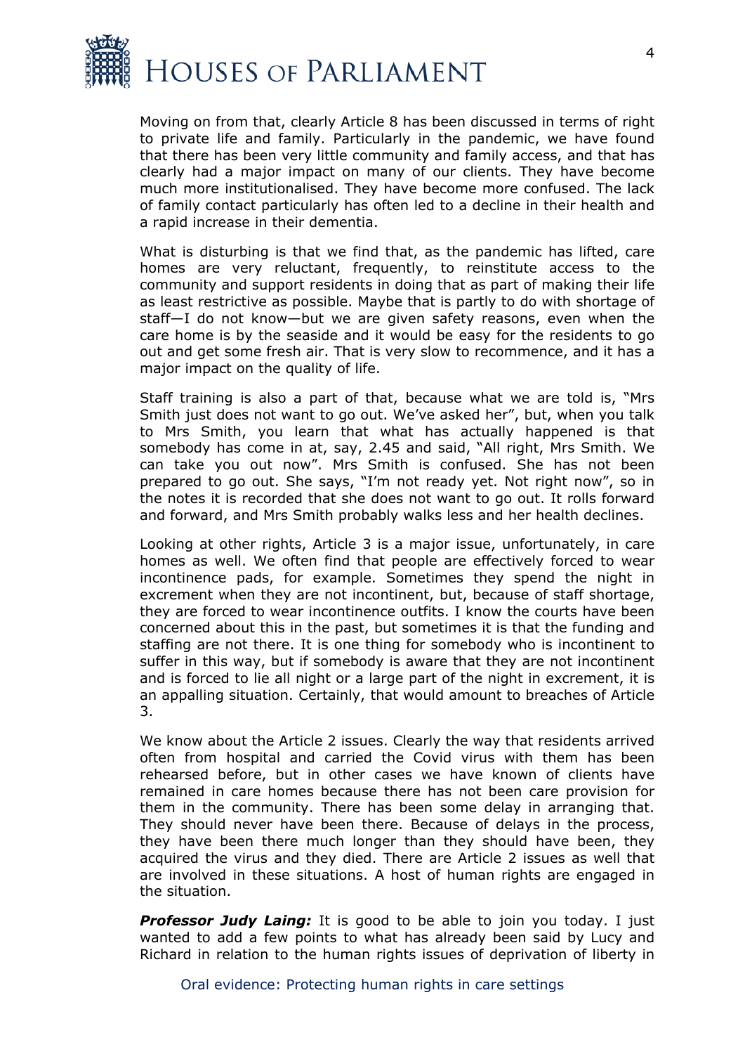Moving on from that, clearly Article 8 has been discussed in terms of right to private life and family. Particularly in the pandemic, we have found that there has been very little community and family access, and that has clearly had a major impact on many of our clients. They have become much more institutionalised. They have become more confused. The lack of family contact particularly has often led to a decline in their health and a rapid increase in their dementia.

What is disturbing is that we find that, as the pandemic has lifted, care homes are very reluctant, frequently, to reinstitute access to the community and support residents in doing that as part of making their life as least restrictive as possible. Maybe that is partly to do with shortage of staff—I do not know—but we are given safety reasons, even when the care home is by the seaside and it would be easy for the residents to go out and get some fresh air. That is very slow to recommence, and it has a major impact on the quality of life.

Staff training is also a part of that, because what we are told is, "Mrs Smith just does not want to go out. We've asked her", but, when you talk to Mrs Smith, you learn that what has actually happened is that somebody has come in at, say, 2.45 and said, "All right, Mrs Smith. We can take you out now". Mrs Smith is confused. She has not been prepared to go out. She says, "I'm not ready yet. Not right now", so in the notes it is recorded that she does not want to go out. It rolls forward and forward, and Mrs Smith probably walks less and her health declines.

Looking at other rights, Article 3 is a major issue, unfortunately, in care homes as well. We often find that people are effectively forced to wear incontinence pads, for example. Sometimes they spend the night in excrement when they are not incontinent, but, because of staff shortage, they are forced to wear incontinence outfits. I know the courts have been concerned about this in the past, but sometimes it is that the funding and staffing are not there. It is one thing for somebody who is incontinent to suffer in this way, but if somebody is aware that they are not incontinent and is forced to lie all night or a large part of the night in excrement, it is an appalling situation. Certainly, that would amount to breaches of Article 3.

We know about the Article 2 issues. Clearly the way that residents arrived often from hospital and carried the Covid virus with them has been rehearsed before, but in other cases we have known of clients have remained in care homes because there has not been care provision for them in the community. There has been some delay in arranging that. They should never have been there. Because of delays in the process, they have been there much longer than they should have been, they acquired the virus and they died. There are Article 2 issues as well that are involved in these situations. A host of human rights are engaged in the situation.

***Professor Judy Laing:*** It is good to be able to join you today. I just wanted to add a few points to what has already been said by Lucy and Richard in relation to the human rights issues of deprivation of liberty in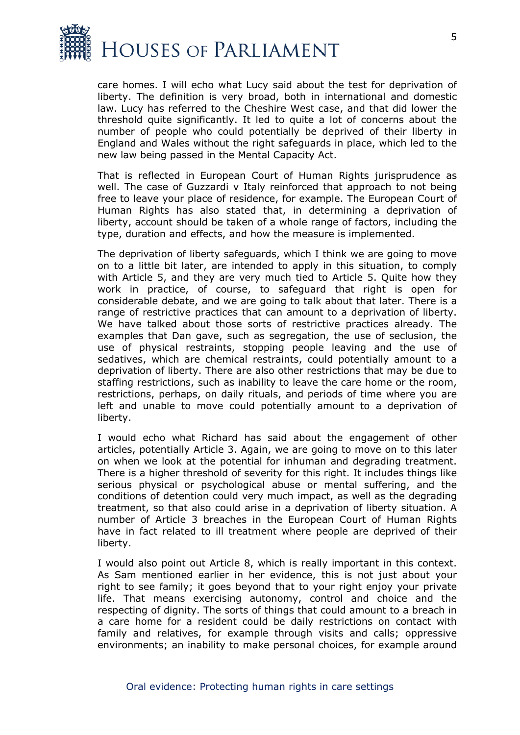care homes. I will echo what Lucy said about the test for deprivation of liberty. The definition is very broad, both in international and domestic law. Lucy has referred to the Cheshire West case, and that did lower the threshold quite significantly. It led to quite a lot of concerns about the number of people who could potentially be deprived of their liberty in England and Wales without the right safeguards in place, which led to the new law being passed in the Mental Capacity Act.

That is reflected in European Court of Human Rights jurisprudence as well. The case of Guzzardi v Italy reinforced that approach to not being free to leave your place of residence, for example. The European Court of Human Rights has also stated that, in determining a deprivation of liberty, account should be taken of a whole range of factors, including the type, duration and effects, and how the measure is implemented.

The deprivation of liberty safeguards, which I think we are going to move on to a little bit later, are intended to apply in this situation, to comply with Article 5, and they are very much tied to Article 5. Quite how they work in practice, of course, to safeguard that right is open for considerable debate, and we are going to talk about that later. There is a range of restrictive practices that can amount to a deprivation of liberty. We have talked about those sorts of restrictive practices already. The examples that Dan gave, such as segregation, the use of seclusion, the use of physical restraints, stopping people leaving and the use of sedatives, which are chemical restraints, could potentially amount to a deprivation of liberty. There are also other restrictions that may be due to staffing restrictions, such as inability to leave the care home or the room, restrictions, perhaps, on daily rituals, and periods of time where you are left and unable to move could potentially amount to a deprivation of liberty.

I would echo what Richard has said about the engagement of other articles, potentially Article 3. Again, we are going to move on to this later on when we look at the potential for inhuman and degrading treatment. There is a higher threshold of severity for this right. It includes things like serious physical or psychological abuse or mental suffering, and the conditions of detention could very much impact, as well as the degrading treatment, so that also could arise in a deprivation of liberty situation. A number of Article 3 breaches in the European Court of Human Rights have in fact related to ill treatment where people are deprived of their liberty.

I would also point out Article 8, which is really important in this context. As Sam mentioned earlier in her evidence, this is not just about your right to see family; it goes beyond that to your right enjoy your private life. That means exercising autonomy, control and choice and the respecting of dignity. The sorts of things that could amount to a breach in a care home for a resident could be daily restrictions on contact with family and relatives, for example through visits and calls; oppressive environments; an inability to make personal choices, for example around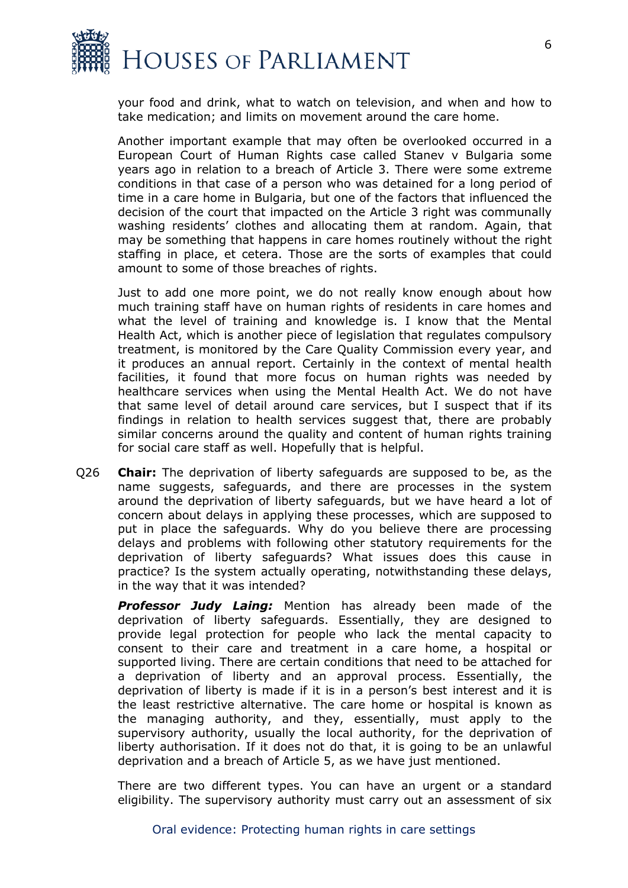your food and drink, what to watch on television, and when and how to take medication; and limits on movement around the care home.

Another important example that may often be overlooked occurred in a European Court of Human Rights case called Stanev v Bulgaria some years ago in relation to a breach of Article 3. There were some extreme conditions in that case of a person who was detained for a long period of time in a care home in Bulgaria, but one of the factors that influenced the decision of the court that impacted on the Article 3 right was communally washing residents' clothes and allocating them at random. Again, that may be something that happens in care homes routinely without the right staffing in place, et cetera. Those are the sorts of examples that could amount to some of those breaches of rights.

Just to add one more point, we do not really know enough about how much training staff have on human rights of residents in care homes and what the level of training and knowledge is. I know that the Mental Health Act, which is another piece of legislation that regulates compulsory treatment, is monitored by the Care Quality Commission every year, and it produces an annual report. Certainly in the context of mental health facilities, it found that more focus on human rights was needed by healthcare services when using the Mental Health Act. We do not have that same level of detail around care services, but I suspect that if its findings in relation to health services suggest that, there are probably similar concerns around the quality and content of human rights training for social care staff as well. Hopefully that is helpful.

Q26 **Chair:** The deprivation of liberty safeguards are supposed to be, as the name suggests, safeguards, and there are processes in the system around the deprivation of liberty safeguards, but we have heard a lot of concern about delays in applying these processes, which are supposed to put in place the safeguards. Why do you believe there are processing delays and problems with following other statutory requirements for the deprivation of liberty safeguards? What issues does this cause in practice? Is the system actually operating, notwithstanding these delays, in the way that it was intended?

***Professor Judy Laing:*** Mention has already been made of the deprivation of liberty safeguards. Essentially, they are designed to provide legal protection for people who lack the mental capacity to consent to their care and treatment in a care home, a hospital or supported living. There are certain conditions that need to be attached for a deprivation of liberty and an approval process. Essentially, the deprivation of liberty is made if it is in a person's best interest and it is the least restrictive alternative. The care home or hospital is known as the managing authority, and they, essentially, must apply to the supervisory authority, usually the local authority, for the deprivation of liberty authorisation. If it does not do that, it is going to be an unlawful deprivation and a breach of Article 5, as we have just mentioned.

There are two different types. You can have an urgent or a standard eligibility. The supervisory authority must carry out an assessment of six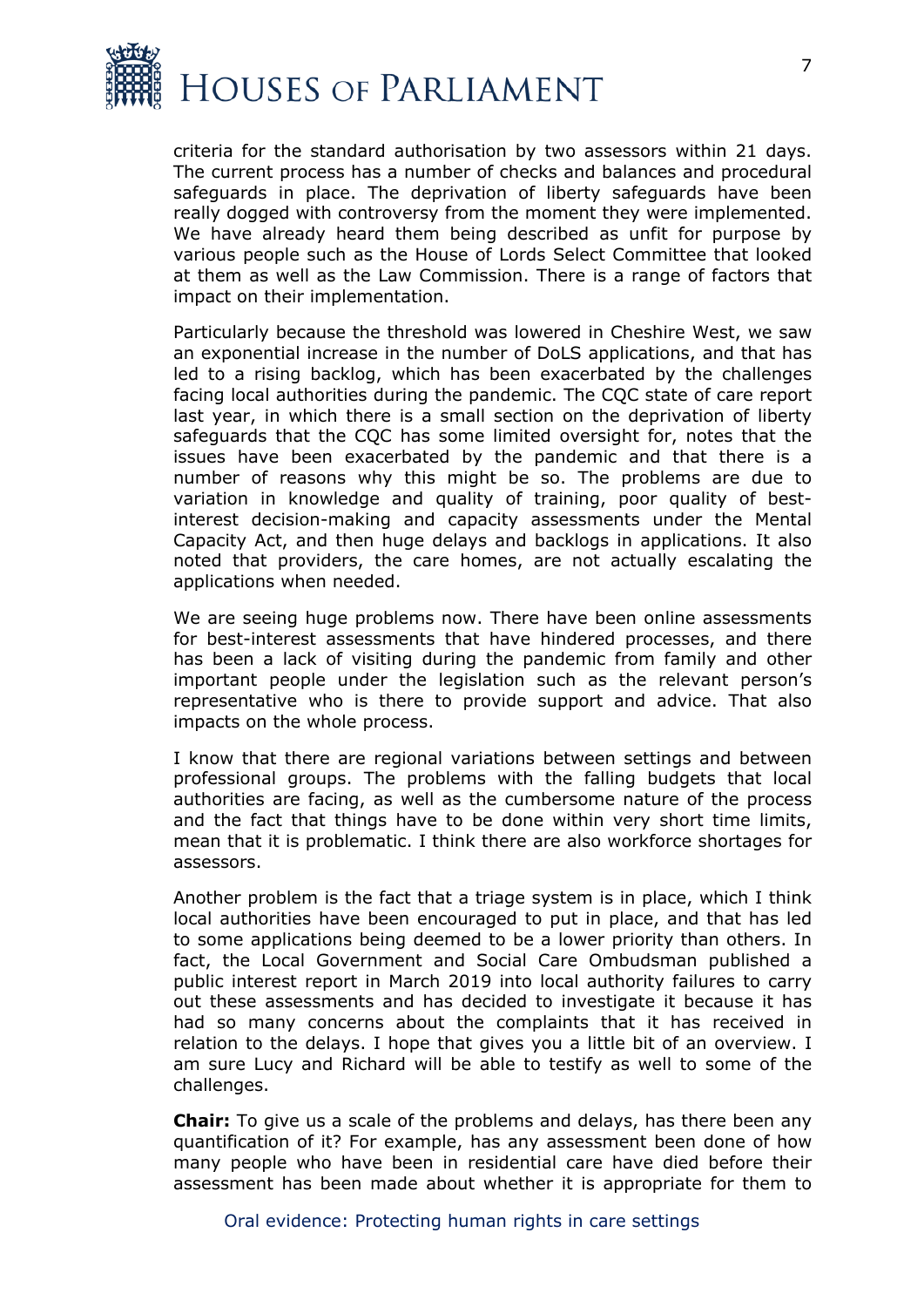criteria for the standard authorisation by two assessors within 21 days. The current process has a number of checks and balances and procedural safeguards in place. The deprivation of liberty safeguards have been really dogged with controversy from the moment they were implemented. We have already heard them being described as unfit for purpose by various people such as the House of Lords Select Committee that looked at them as well as the Law Commission. There is a range of factors that impact on their implementation.

Particularly because the threshold was lowered in Cheshire West, we saw an exponential increase in the number of DoLS applications, and that has led to a rising backlog, which has been exacerbated by the challenges facing local authorities during the pandemic. The CQC state of care report last year, in which there is a small section on the deprivation of liberty safeguards that the CQC has some limited oversight for, notes that the issues have been exacerbated by the pandemic and that there is a number of reasons why this might be so. The problems are due to variation in knowledge and quality of training, poor quality of best-interest decision-making and capacity assessments under the Mental Capacity Act, and then huge delays and backlogs in applications. It also noted that providers, the care homes, are not actually escalating the applications when needed.

We are seeing huge problems now. There have been online assessments for best-interest assessments that have hindered processes, and there has been a lack of visiting during the pandemic from family and other important people under the legislation such as the relevant person's representative who is there to provide support and advice. That also impacts on the whole process.

I know that there are regional variations between settings and between professional groups. The problems with the falling budgets that local authorities are facing, as well as the cumbersome nature of the process and the fact that things have to be done within very short time limits, mean that it is problematic. I think there are also workforce shortages for assessors.

Another problem is the fact that a triage system is in place, which I think local authorities have been encouraged to put in place, and that has led to some applications being deemed to be a lower priority than others. In fact, the Local Government and Social Care Ombudsman published a public interest report in March 2019 into local authority failures to carry out these assessments and has decided to investigate it because it has had so many concerns about the complaints that it has received in relation to the delays. I hope that gives you a little bit of an overview. I am sure Lucy and Richard will be able to testify as well to some of the challenges.

**Chair:** To give us a scale of the problems and delays, has there been any quantification of it? For example, has any assessment been done of how many people who have been in residential care have died before their assessment has been made about whether it is appropriate for them to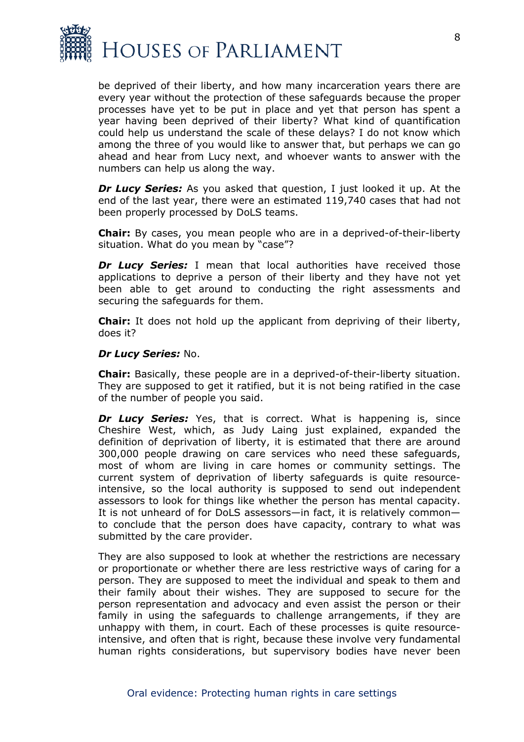be deprived of their liberty, and how many incarceration years there are every year without the protection of these safeguards because the proper processes have yet to be put in place and yet that person has spent a year having been deprived of their liberty? What kind of quantification could help us understand the scale of these delays? I do not know which among the three of you would like to answer that, but perhaps we can go ahead and hear from Lucy next, and whoever wants to answer with the numbers can help us along the way.

***Dr Lucy Series:*** As you asked that question, I just looked it up. At the end of the last year, there were an estimated 119,740 cases that had not been properly processed by DoLS teams.

**Chair:** By cases, you mean people who are in a deprived-of-their-liberty situation. What do you mean by "case"?

***Dr Lucy Series:*** I mean that local authorities have received those applications to deprive a person of their liberty and they have not yet been able to get around to conducting the right assessments and securing the safeguards for them.

**Chair:** It does not hold up the applicant from depriving of their liberty, does it?

***Dr Lucy Series:*** No.

**Chair:** Basically, these people are in a deprived-of-their-liberty situation. They are supposed to get it ratified, but it is not being ratified in the case of the number of people you said.

***Dr Lucy Series:*** Yes, that is correct. What is happening is, since Cheshire West, which, as Judy Laing just explained, expanded the definition of deprivation of liberty, it is estimated that there are around 300,000 people drawing on care services who need these safeguards, most of whom are living in care homes or community settings. The current system of deprivation of liberty safeguards is quite resource-intensive, so the local authority is supposed to send out independent assessors to look for things like whether the person has mental capacity. It is not unheard of for DoLS assessors—in fact, it is relatively common—to conclude that the person does have capacity, contrary to what was submitted by the care provider.

They are also supposed to look at whether the restrictions are necessary or proportionate or whether there are less restrictive ways of caring for a person. They are supposed to meet the individual and speak to them and their family about their wishes. They are supposed to secure for the person representation and advocacy and even assist the person or their family in using the safeguards to challenge arrangements, if they are unhappy with them, in court. Each of these processes is quite resource-intensive, and often that is right, because these involve very fundamental human rights considerations, but supervisory bodies have never been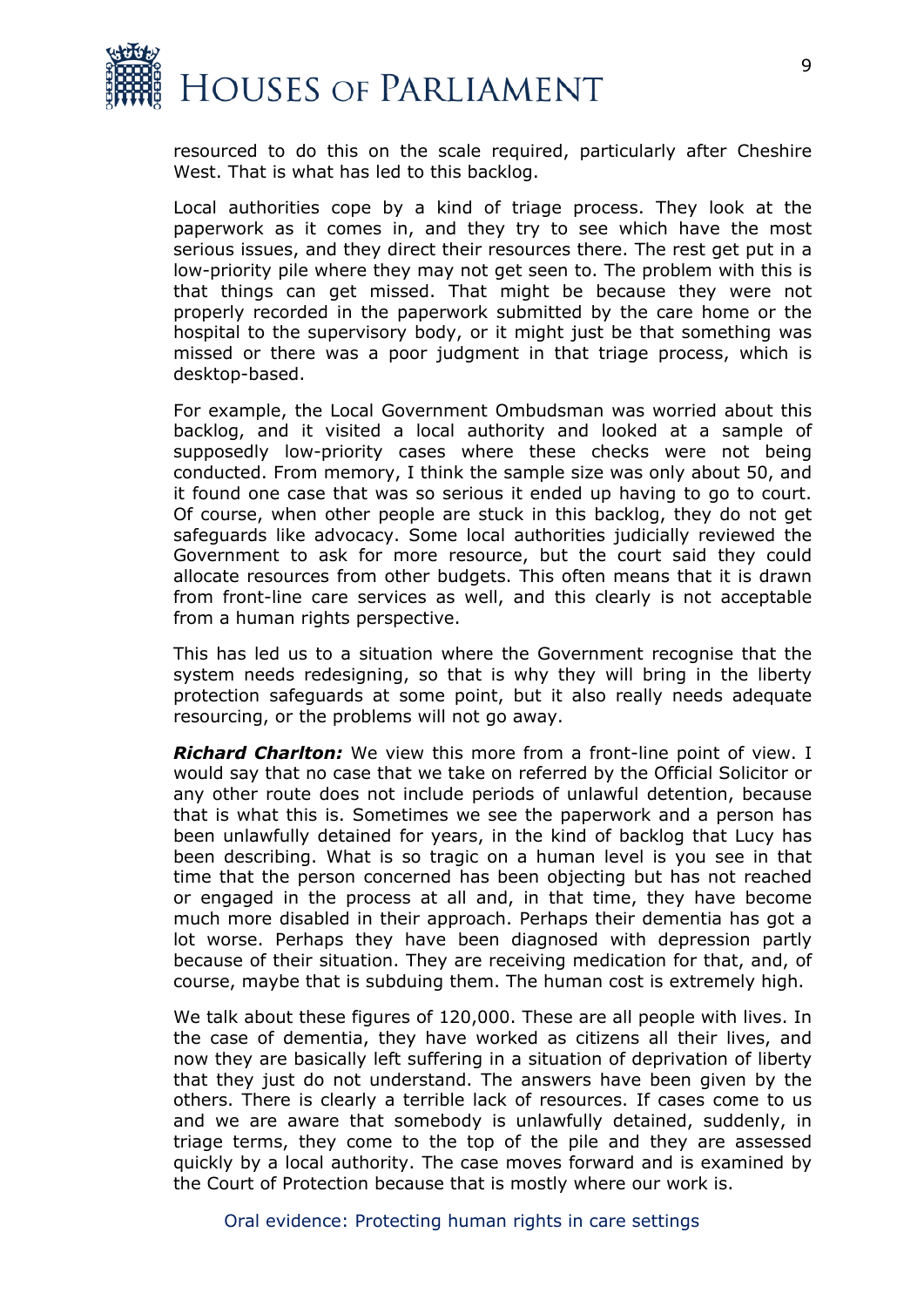resourced to do this on the scale required, particularly after Cheshire West. That is what has led to this backlog.

Local authorities cope by a kind of triage process. They look at the paperwork as it comes in, and they try to see which have the most serious issues, and they direct their resources there. The rest get put in a low-priority pile where they may not get seen to. The problem with this is that things can get missed. That might be because they were not properly recorded in the paperwork submitted by the care home or the hospital to the supervisory body, or it might just be that something was missed or there was a poor judgment in that triage process, which is desktop-based.

For example, the Local Government Ombudsman was worried about this backlog, and it visited a local authority and looked at a sample of supposedly low-priority cases where these checks were not being conducted. From memory, I think the sample size was only about 50, and it found one case that was so serious it ended up having to go to court. Of course, when other people are stuck in this backlog, they do not get safeguards like advocacy. Some local authorities judicially reviewed the Government to ask for more resource, but the court said they could allocate resources from other budgets. This often means that it is drawn from front-line care services as well, and this clearly is not acceptable from a human rights perspective.

This has led us to a situation where the Government recognise that the system needs redesigning, so that is why they will bring in the liberty protection safeguards at some point, but it also really needs adequate resourcing, or the problems will not go away.

***Richard Charlton:*** We view this more from a front-line point of view. I would say that no case that we take on referred by the Official Solicitor or any other route does not include periods of unlawful detention, because that is what this is. Sometimes we see the paperwork and a person has been unlawfully detained for years, in the kind of backlog that Lucy has been describing. What is so tragic on a human level is you see in that time that the person concerned has been objecting but has not reached or engaged in the process at all and, in that time, they have become much more disabled in their approach. Perhaps their dementia has got a lot worse. Perhaps they have been diagnosed with depression partly because of their situation. They are receiving medication for that, and, of course, maybe that is subduing them. The human cost is extremely high.

We talk about these figures of 120,000. These are all people with lives. In the case of dementia, they have worked as citizens all their lives, and now they are basically left suffering in a situation of deprivation of liberty that they just do not understand. The answers have been given by the others. There is clearly a terrible lack of resources. If cases come to us and we are aware that somebody is unlawfully detained, suddenly, in triage terms, they come to the top of the pile and they are assessed quickly by a local authority. The case moves forward and is examined by the Court of Protection because that is mostly where our work is.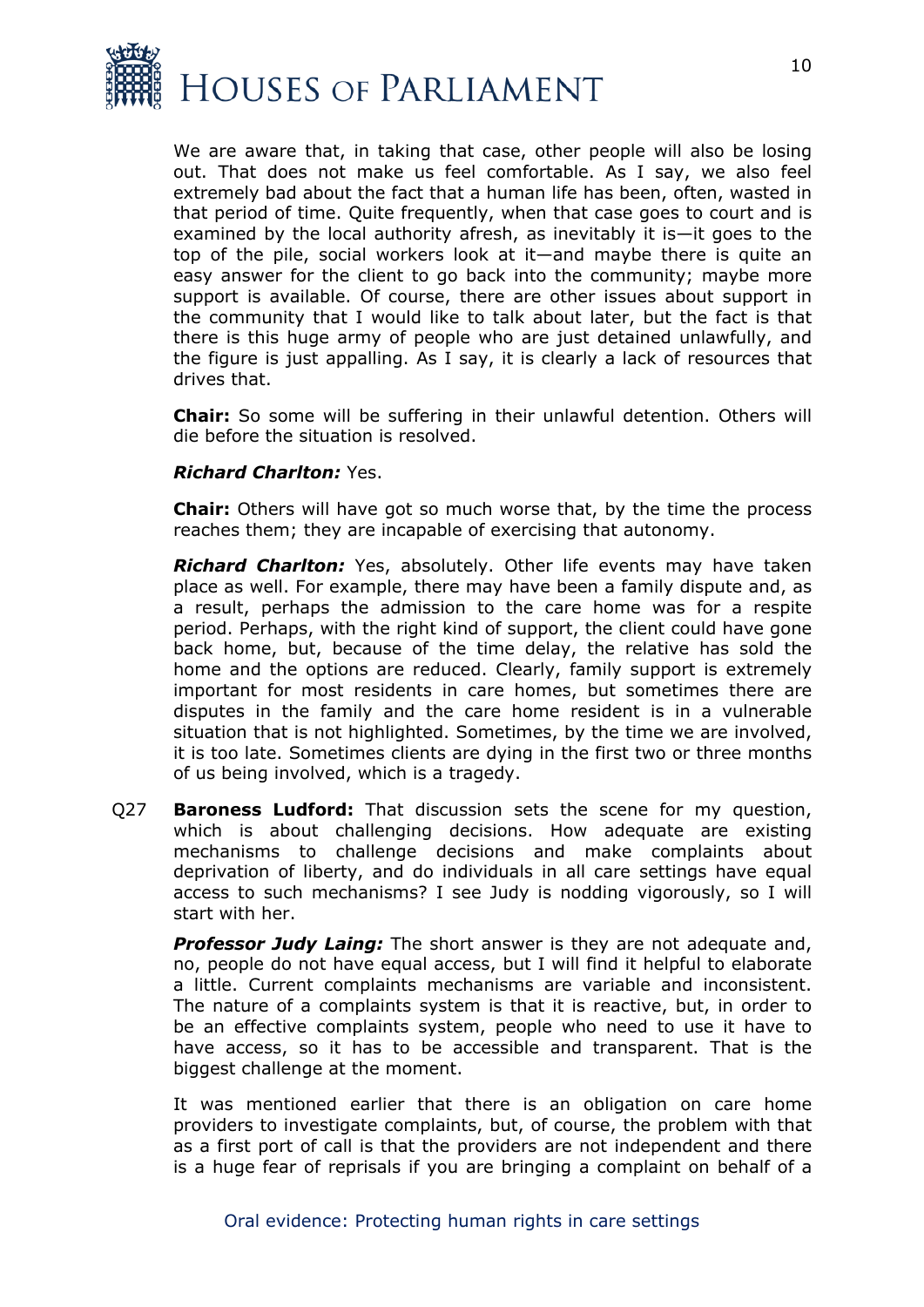We are aware that, in taking that case, other people will also be losing out. That does not make us feel comfortable. As I say, we also feel extremely bad about the fact that a human life has been, often, wasted in that period of time. Quite frequently, when that case goes to court and is examined by the local authority afresh, as inevitably it is—it goes to the top of the pile, social workers look at it—and maybe there is quite an easy answer for the client to go back into the community; maybe more support is available. Of course, there are other issues about support in the community that I would like to talk about later, but the fact is that there is this huge army of people who are just detained unlawfully, and the figure is just appalling. As I say, it is clearly a lack of resources that drives that.

**Chair:** So some will be suffering in their unlawful detention. Others will die before the situation is resolved.

***Richard Charlton:*** Yes.

**Chair:** Others will have got so much worse that, by the time the process reaches them; they are incapable of exercising that autonomy.

***Richard Charlton:*** Yes, absolutely. Other life events may have taken place as well. For example, there may have been a family dispute and, as a result, perhaps the admission to the care home was for a respite period. Perhaps, with the right kind of support, the client could have gone back home, but, because of the time delay, the relative has sold the home and the options are reduced. Clearly, family support is extremely important for most residents in care homes, but sometimes there are disputes in the family and the care home resident is in a vulnerable situation that is not highlighted. Sometimes, by the time we are involved, it is too late. Sometimes clients are dying in the first two or three months of us being involved, which is a tragedy.

Q27 **Baroness Ludford:** That discussion sets the scene for my question, which is about challenging decisions. How adequate are existing mechanisms to challenge decisions and make complaints about deprivation of liberty, and do individuals in all care settings have equal access to such mechanisms? I see Judy is nodding vigorously, so I will start with her.

***Professor Judy Laing:*** The short answer is they are not adequate and, no, people do not have equal access, but I will find it helpful to elaborate a little. Current complaints mechanisms are variable and inconsistent. The nature of a complaints system is that it is reactive, but, in order to be an effective complaints system, people who need to use it have to have access, so it has to be accessible and transparent. That is the biggest challenge at the moment.

It was mentioned earlier that there is an obligation on care home providers to investigate complaints, but, of course, the problem with that as a first port of call is that the providers are not independent and there is a huge fear of reprisals if you are bringing a complaint on behalf of a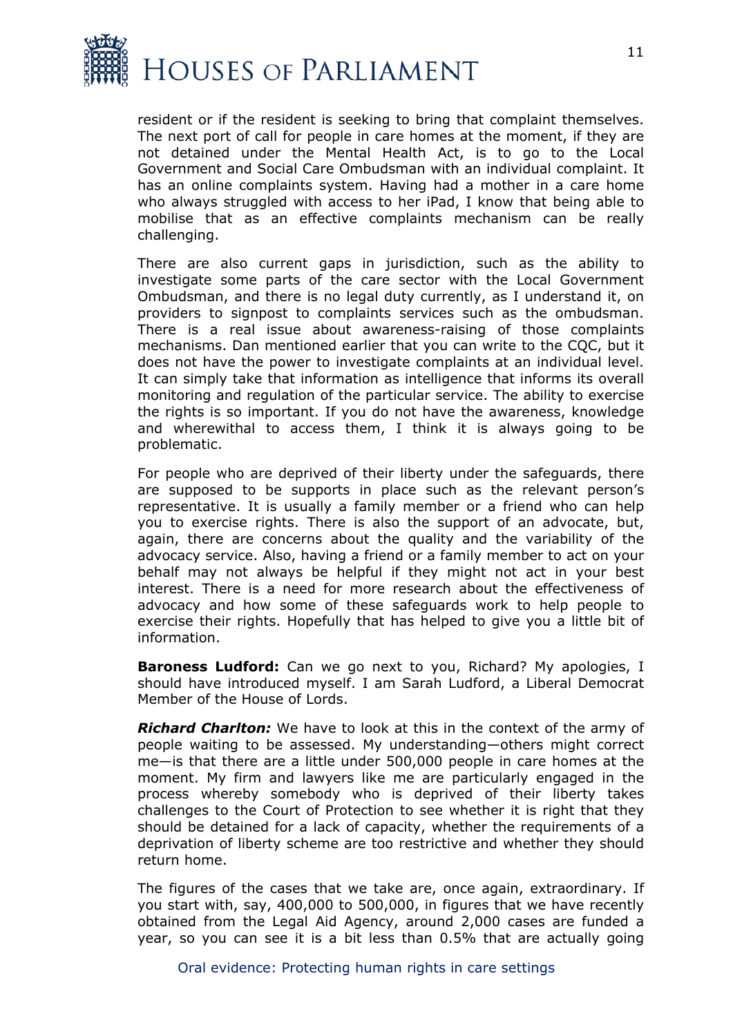resident or if the resident is seeking to bring that complaint themselves. The next port of call for people in care homes at the moment, if they are not detained under the Mental Health Act, is to go to the Local Government and Social Care Ombudsman with an individual complaint. It has an online complaints system. Having had a mother in a care home who always struggled with access to her iPad, I know that being able to mobilise that as an effective complaints mechanism can be really challenging.

There are also current gaps in jurisdiction, such as the ability to investigate some parts of the care sector with the Local Government Ombudsman, and there is no legal duty currently, as I understand it, on providers to signpost to complaints services such as the ombudsman. There is a real issue about awareness-raising of those complaints mechanisms. Dan mentioned earlier that you can write to the CQC, but it does not have the power to investigate complaints at an individual level. It can simply take that information as intelligence that informs its overall monitoring and regulation of the particular service. The ability to exercise the rights is so important. If you do not have the awareness, knowledge and wherewithal to access them, I think it is always going to be problematic.

For people who are deprived of their liberty under the safeguards, there are supposed to be supports in place such as the relevant person's representative. It is usually a family member or a friend who can help you to exercise rights. There is also the support of an advocate, but, again, there are concerns about the quality and the variability of the advocacy service. Also, having a friend or a family member to act on your behalf may not always be helpful if they might not act in your best interest. There is a need for more research about the effectiveness of advocacy and how some of these safeguards work to help people to exercise their rights. Hopefully that has helped to give you a little bit of information.

**Baroness Ludford:** Can we go next to you, Richard? My apologies, I should have introduced myself. I am Sarah Ludford, a Liberal Democrat Member of the House of Lords.

***Richard Charlton:*** We have to look at this in the context of the army of people waiting to be assessed. My understanding—others might correct me—is that there are a little under 500,000 people in care homes at the moment. My firm and lawyers like me are particularly engaged in the process whereby somebody who is deprived of their liberty takes challenges to the Court of Protection to see whether it is right that they should be detained for a lack of capacity, whether the requirements of a deprivation of liberty scheme are too restrictive and whether they should return home.

The figures of the cases that we take are, once again, extraordinary. If you start with, say, 400,000 to 500,000, in figures that we have recently obtained from the Legal Aid Agency, around 2,000 cases are funded a year, so you can see it is a bit less than 0.5% that are actually going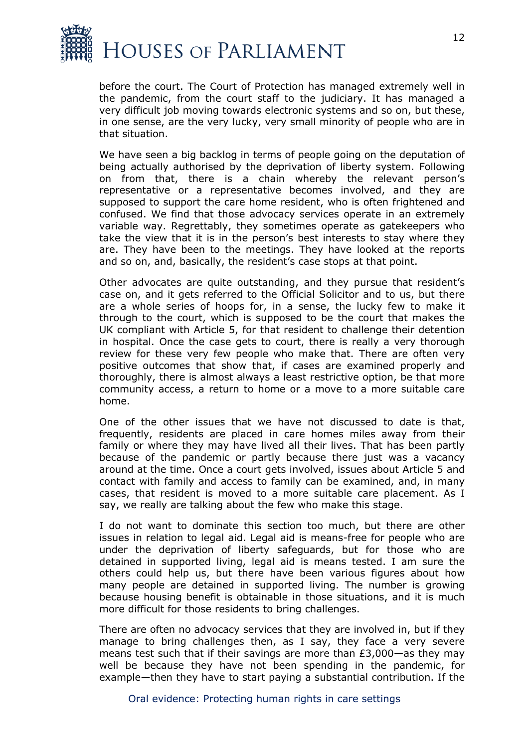before the court. The Court of Protection has managed extremely well in the pandemic, from the court staff to the judiciary. It has managed a very difficult job moving towards electronic systems and so on, but these, in one sense, are the very lucky, very small minority of people who are in that situation.

We have seen a big backlog in terms of people going on the deputation of being actually authorised by the deprivation of liberty system. Following on from that, there is a chain whereby the relevant person's representative or a representative becomes involved, and they are supposed to support the care home resident, who is often frightened and confused. We find that those advocacy services operate in an extremely variable way. Regrettably, they sometimes operate as gatekeepers who take the view that it is in the person's best interests to stay where they are. They have been to the meetings. They have looked at the reports and so on, and, basically, the resident's case stops at that point.

Other advocates are quite outstanding, and they pursue that resident's case on, and it gets referred to the Official Solicitor and to us, but there are a whole series of hoops for, in a sense, the lucky few to make it through to the court, which is supposed to be the court that makes the UK compliant with Article 5, for that resident to challenge their detention in hospital. Once the case gets to court, there is really a very thorough review for these very few people who make that. There are often very positive outcomes that show that, if cases are examined properly and thoroughly, there is almost always a least restrictive option, be that more community access, a return to home or a move to a more suitable care home.

One of the other issues that we have not discussed to date is that, frequently, residents are placed in care homes miles away from their family or where they may have lived all their lives. That has been partly because of the pandemic or partly because there just was a vacancy around at the time. Once a court gets involved, issues about Article 5 and contact with family and access to family can be examined, and, in many cases, that resident is moved to a more suitable care placement. As I say, we really are talking about the few who make this stage.

I do not want to dominate this section too much, but there are other issues in relation to legal aid. Legal aid is means-free for people who are under the deprivation of liberty safeguards, but for those who are detained in supported living, legal aid is means tested. I am sure the others could help us, but there have been various figures about how many people are detained in supported living. The number is growing because housing benefit is obtainable in those situations, and it is much more difficult for those residents to bring challenges.

There are often no advocacy services that they are involved in, but if they manage to bring challenges then, as I say, they face a very severe means test such that if their savings are more than £3,000—as they may well be because they have not been spending in the pandemic, for example—then they have to start paying a substantial contribution. If the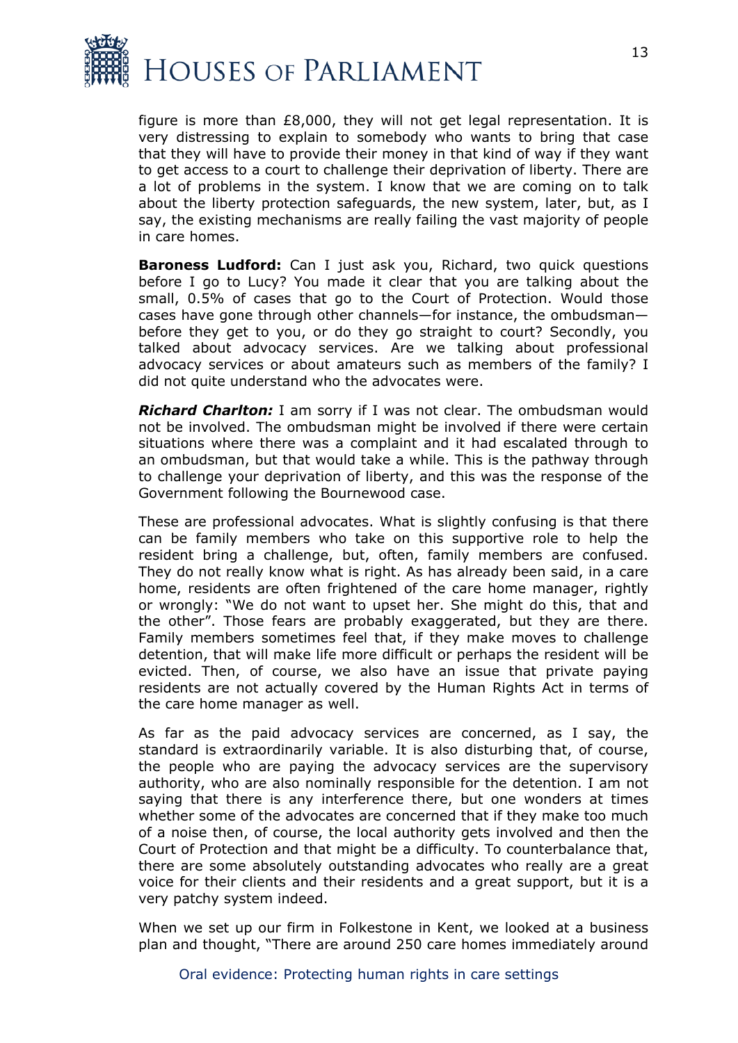figure is more than £8,000, they will not get legal representation. It is very distressing to explain to somebody who wants to bring that case that they will have to provide their money in that kind of way if they want to get access to a court to challenge their deprivation of liberty. There are a lot of problems in the system. I know that we are coming on to talk about the liberty protection safeguards, the new system, later, but, as I say, the existing mechanisms are really failing the vast majority of people in care homes.

**Baroness Ludford:** Can I just ask you, Richard, two quick questions before I go to Lucy? You made it clear that you are talking about the small, 0.5% of cases that go to the Court of Protection. Would those cases have gone through other channels—for instance, the ombudsman—before they get to you, or do they go straight to court? Secondly, you talked about advocacy services. Are we talking about professional advocacy services or about amateurs such as members of the family? I did not quite understand who the advocates were.

***Richard Charlton:*** I am sorry if I was not clear. The ombudsman would not be involved. The ombudsman might be involved if there were certain situations where there was a complaint and it had escalated through to an ombudsman, but that would take a while. This is the pathway through to challenge your deprivation of liberty, and this was the response of the Government following the Bournewood case.

These are professional advocates. What is slightly confusing is that there can be family members who take on this supportive role to help the resident bring a challenge, but, often, family members are confused. They do not really know what is right. As has already been said, in a care home, residents are often frightened of the care home manager, rightly or wrongly: "We do not want to upset her. She might do this, that and the other". Those fears are probably exaggerated, but they are there. Family members sometimes feel that, if they make moves to challenge detention, that will make life more difficult or perhaps the resident will be evicted. Then, of course, we also have an issue that private paying residents are not actually covered by the Human Rights Act in terms of the care home manager as well.

As far as the paid advocacy services are concerned, as I say, the standard is extraordinarily variable. It is also disturbing that, of course, the people who are paying the advocacy services are the supervisory authority, who are also nominally responsible for the detention. I am not saying that there is any interference there, but one wonders at times whether some of the advocates are concerned that if they make too much of a noise then, of course, the local authority gets involved and then the Court of Protection and that might be a difficulty. To counterbalance that, there are some absolutely outstanding advocates who really are a great voice for their clients and their residents and a great support, but it is a very patchy system indeed.

When we set up our firm in Folkestone in Kent, we looked at a business plan and thought, "There are around 250 care homes immediately around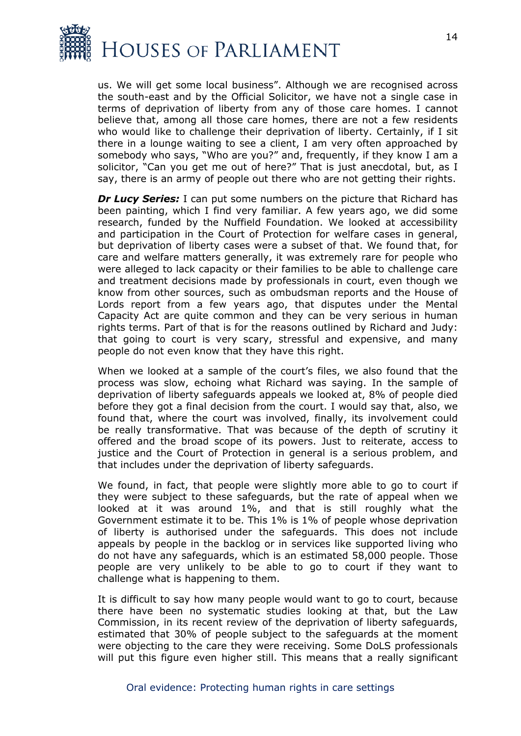us. We will get some local business". Although we are recognised across the south-east and by the Official Solicitor, we have not a single case in terms of deprivation of liberty from any of those care homes. I cannot believe that, among all those care homes, there are not a few residents who would like to challenge their deprivation of liberty. Certainly, if I sit there in a lounge waiting to see a client, I am very often approached by somebody who says, "Who are you?" and, frequently, if they know I am a solicitor, "Can you get me out of here?" That is just anecdotal, but, as I say, there is an army of people out there who are not getting their rights.

***Dr Lucy Series:*** I can put some numbers on the picture that Richard has been painting, which I find very familiar. A few years ago, we did some research, funded by the Nuffield Foundation. We looked at accessibility and participation in the Court of Protection for welfare cases in general, but deprivation of liberty cases were a subset of that. We found that, for care and welfare matters generally, it was extremely rare for people who were alleged to lack capacity or their families to be able to challenge care and treatment decisions made by professionals in court, even though we know from other sources, such as ombudsman reports and the House of Lords report from a few years ago, that disputes under the Mental Capacity Act are quite common and they can be very serious in human rights terms. Part of that is for the reasons outlined by Richard and Judy: that going to court is very scary, stressful and expensive, and many people do not even know that they have this right.

When we looked at a sample of the court's files, we also found that the process was slow, echoing what Richard was saying. In the sample of deprivation of liberty safeguards appeals we looked at, 8% of people died before they got a final decision from the court. I would say that, also, we found that, where the court was involved, finally, its involvement could be really transformative. That was because of the depth of scrutiny it offered and the broad scope of its powers. Just to reiterate, access to justice and the Court of Protection in general is a serious problem, and that includes under the deprivation of liberty safeguards.

We found, in fact, that people were slightly more able to go to court if they were subject to these safeguards, but the rate of appeal when we looked at it was around 1%, and that is still roughly what the Government estimate it to be. This 1% is 1% of people whose deprivation of liberty is authorised under the safeguards. This does not include appeals by people in the backlog or in services like supported living who do not have any safeguards, which is an estimated 58,000 people. Those people are very unlikely to be able to go to court if they want to challenge what is happening to them.

It is difficult to say how many people would want to go to court, because there have been no systematic studies looking at that, but the Law Commission, in its recent review of the deprivation of liberty safeguards, estimated that 30% of people subject to the safeguards at the moment were objecting to the care they were receiving. Some DoLS professionals will put this figure even higher still. This means that a really significant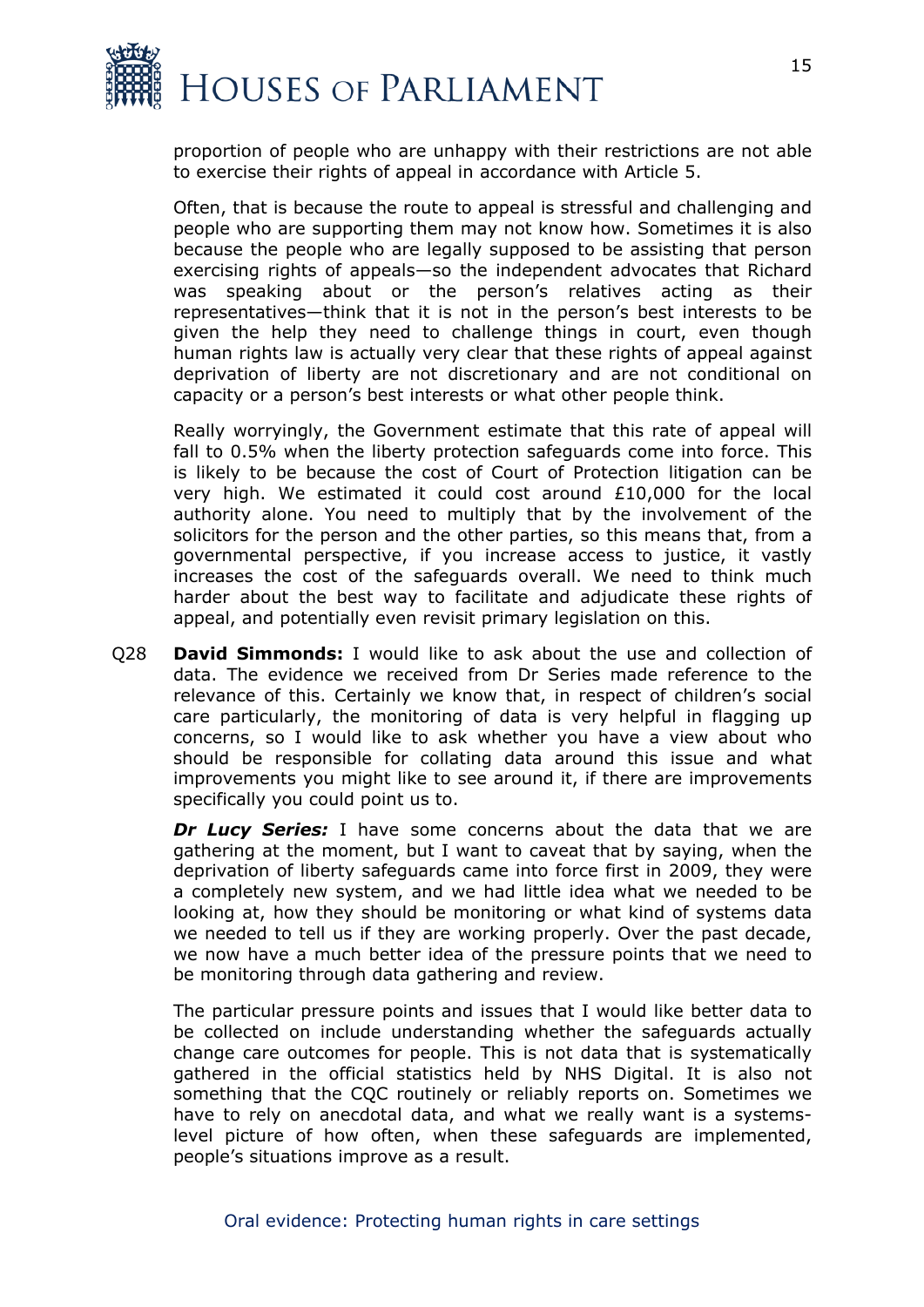proportion of people who are unhappy with their restrictions are not able to exercise their rights of appeal in accordance with Article 5.

Often, that is because the route to appeal is stressful and challenging and people who are supporting them may not know how. Sometimes it is also because the people who are legally supposed to be assisting that person exercising rights of appeals—so the independent advocates that Richard was speaking about or the person's relatives acting as their representatives—think that it is not in the person's best interests to be given the help they need to challenge things in court, even though human rights law is actually very clear that these rights of appeal against deprivation of liberty are not discretionary and are not conditional on capacity or a person's best interests or what other people think.

Really worryingly, the Government estimate that this rate of appeal will fall to 0.5% when the liberty protection safeguards come into force. This is likely to be because the cost of Court of Protection litigation can be very high. We estimated it could cost around £10,000 for the local authority alone. You need to multiply that by the involvement of the solicitors for the person and the other parties, so this means that, from a governmental perspective, if you increase access to justice, it vastly increases the cost of the safeguards overall. We need to think much harder about the best way to facilitate and adjudicate these rights of appeal, and potentially even revisit primary legislation on this.

Q28 **David Simmonds:** I would like to ask about the use and collection of data. The evidence we received from Dr Series made reference to the relevance of this. Certainly we know that, in respect of children's social care particularly, the monitoring of data is very helpful in flagging up concerns, so I would like to ask whether you have a view about who should be responsible for collating data around this issue and what improvements you might like to see around it, if there are improvements specifically you could point us to.

***Dr Lucy Series:*** I have some concerns about the data that we are gathering at the moment, but I want to caveat that by saying, when the deprivation of liberty safeguards came into force first in 2009, they were a completely new system, and we had little idea what we needed to be looking at, how they should be monitoring or what kind of systems data we needed to tell us if they are working properly. Over the past decade, we now have a much better idea of the pressure points that we need to be monitoring through data gathering and review.

The particular pressure points and issues that I would like better data to be collected on include understanding whether the safeguards actually change care outcomes for people. This is not data that is systematically gathered in the official statistics held by NHS Digital. It is also not something that the CQC routinely or reliably reports on. Sometimes we have to rely on anecdotal data, and what we really want is a systems-level picture of how often, when these safeguards are implemented, people's situations improve as a result.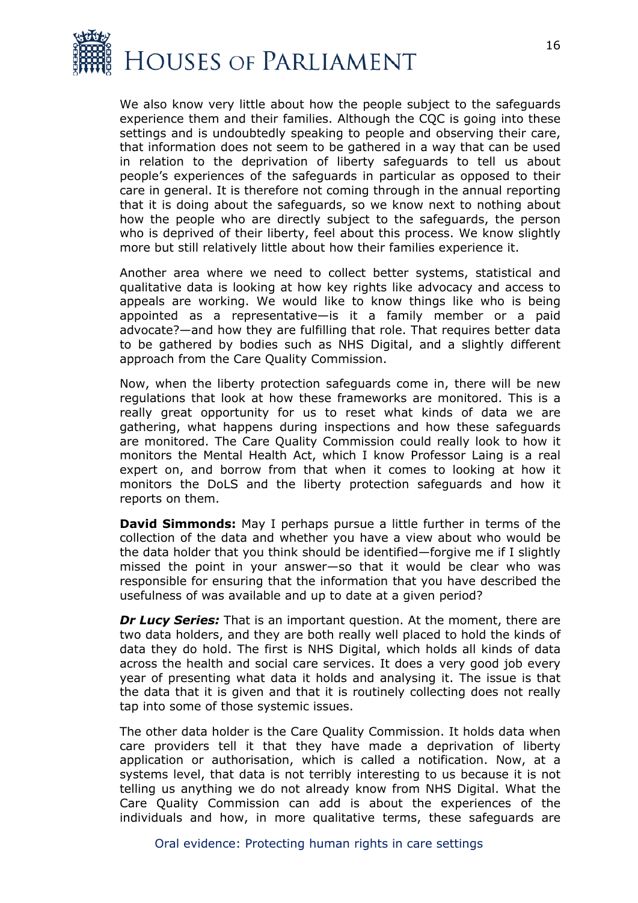We also know very little about how the people subject to the safeguards experience them and their families. Although the CQC is going into these settings and is undoubtedly speaking to people and observing their care, that information does not seem to be gathered in a way that can be used in relation to the deprivation of liberty safeguards to tell us about people's experiences of the safeguards in particular as opposed to their care in general. It is therefore not coming through in the annual reporting that it is doing about the safeguards, so we know next to nothing about how the people who are directly subject to the safeguards, the person who is deprived of their liberty, feel about this process. We know slightly more but still relatively little about how their families experience it.

Another area where we need to collect better systems, statistical and qualitative data is looking at how key rights like advocacy and access to appeals are working. We would like to know things like who is being appointed as a representative—is it a family member or a paid advocate?—and how they are fulfilling that role. That requires better data to be gathered by bodies such as NHS Digital, and a slightly different approach from the Care Quality Commission.

Now, when the liberty protection safeguards come in, there will be new regulations that look at how these frameworks are monitored. This is a really great opportunity for us to reset what kinds of data we are gathering, what happens during inspections and how these safeguards are monitored. The Care Quality Commission could really look to how it monitors the Mental Health Act, which I know Professor Laing is a real expert on, and borrow from that when it comes to looking at how it monitors the DoLS and the liberty protection safeguards and how it reports on them.

**David Simmonds:** May I perhaps pursue a little further in terms of the collection of the data and whether you have a view about who would be the data holder that you think should be identified—forgive me if I slightly missed the point in your answer—so that it would be clear who was responsible for ensuring that the information that you have described the usefulness of was available and up to date at a given period?

***Dr Lucy Series:*** That is an important question. At the moment, there are two data holders, and they are both really well placed to hold the kinds of data they do hold. The first is NHS Digital, which holds all kinds of data across the health and social care services. It does a very good job every year of presenting what data it holds and analysing it. The issue is that the data that it is given and that it is routinely collecting does not really tap into some of those systemic issues.

The other data holder is the Care Quality Commission. It holds data when care providers tell it that they have made a deprivation of liberty application or authorisation, which is called a notification. Now, at a systems level, that data is not terribly interesting to us because it is not telling us anything we do not already know from NHS Digital. What the Care Quality Commission can add is about the experiences of the individuals and how, in more qualitative terms, these safeguards are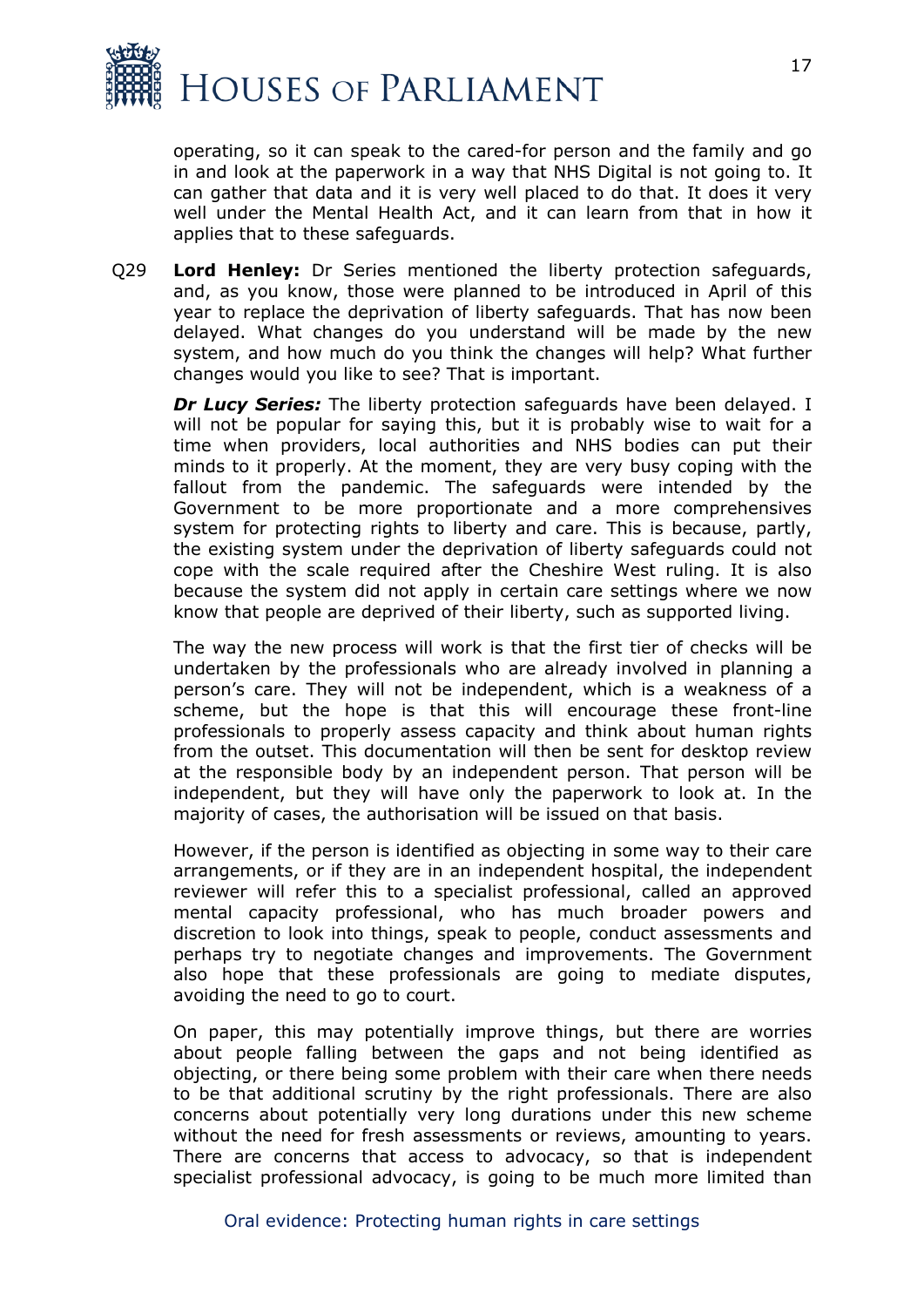operating, so it can speak to the cared-for person and the family and go in and look at the paperwork in a way that NHS Digital is not going to. It can gather that data and it is very well placed to do that. It does it very well under the Mental Health Act, and it can learn from that in how it applies that to these safeguards.

Q29 **Lord Henley:** Dr Series mentioned the liberty protection safeguards, and, as you know, those were planned to be introduced in April of this year to replace the deprivation of liberty safeguards. That has now been delayed. What changes do you understand will be made by the new system, and how much do you think the changes will help? What further changes would you like to see? That is important.

***Dr Lucy Series:*** The liberty protection safeguards have been delayed. I will not be popular for saying this, but it is probably wise to wait for a time when providers, local authorities and NHS bodies can put their minds to it properly. At the moment, they are very busy coping with the fallout from the pandemic. The safeguards were intended by the Government to be more proportionate and a more comprehensives system for protecting rights to liberty and care. This is because, partly, the existing system under the deprivation of liberty safeguards could not cope with the scale required after the Cheshire West ruling. It is also because the system did not apply in certain care settings where we now know that people are deprived of their liberty, such as supported living.

The way the new process will work is that the first tier of checks will be undertaken by the professionals who are already involved in planning a person's care. They will not be independent, which is a weakness of a scheme, but the hope is that this will encourage these front-line professionals to properly assess capacity and think about human rights from the outset. This documentation will then be sent for desktop review at the responsible body by an independent person. That person will be independent, but they will have only the paperwork to look at. In the majority of cases, the authorisation will be issued on that basis.

However, if the person is identified as objecting in some way to their care arrangements, or if they are in an independent hospital, the independent reviewer will refer this to a specialist professional, called an approved mental capacity professional, who has much broader powers and discretion to look into things, speak to people, conduct assessments and perhaps try to negotiate changes and improvements. The Government also hope that these professionals are going to mediate disputes, avoiding the need to go to court.

On paper, this may potentially improve things, but there are worries about people falling between the gaps and not being identified as objecting, or there being some problem with their care when there needs to be that additional scrutiny by the right professionals. There are also concerns about potentially very long durations under this new scheme without the need for fresh assessments or reviews, amounting to years. There are concerns that access to advocacy, so that is independent specialist professional advocacy, is going to be much more limited than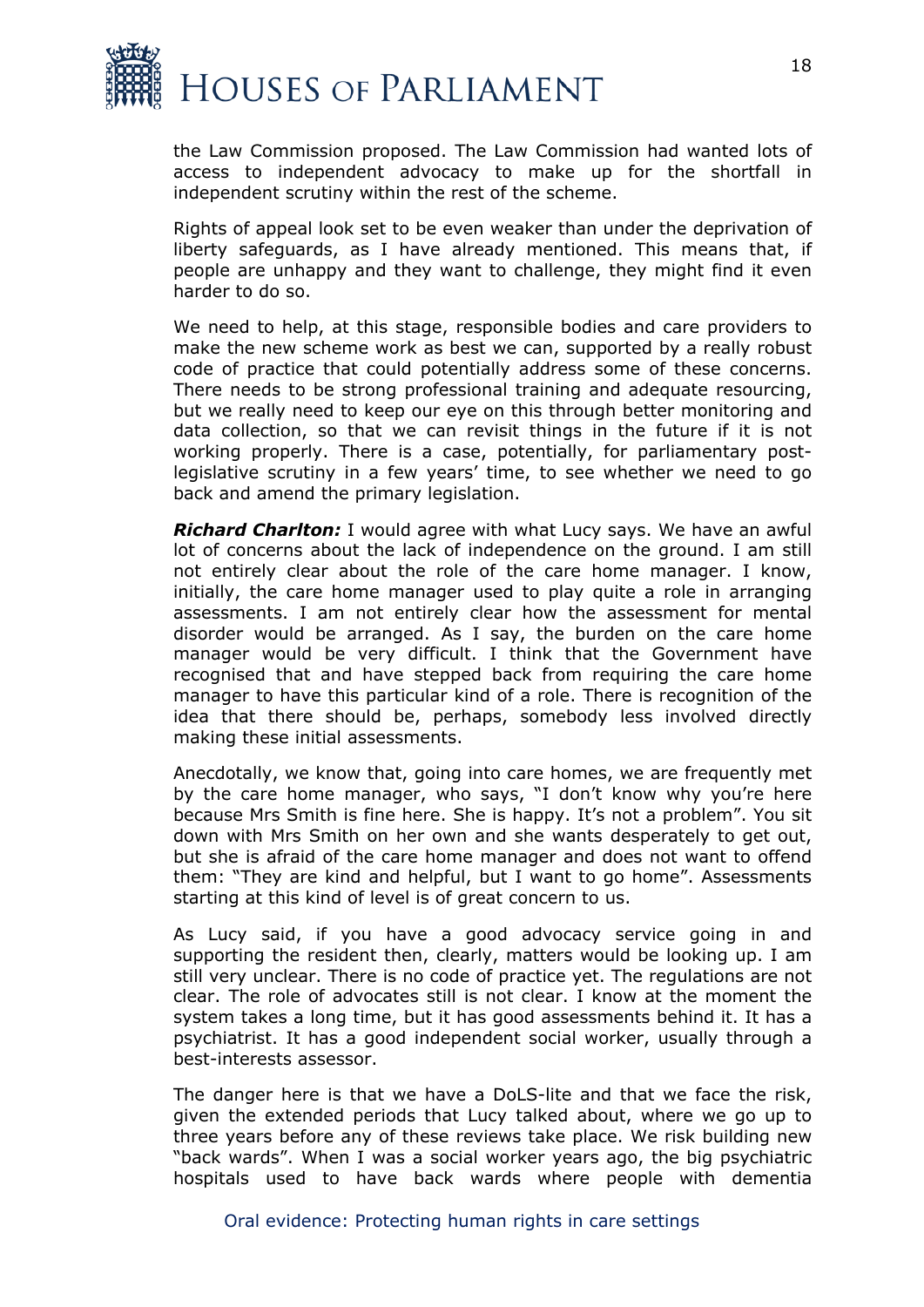the Law Commission proposed. The Law Commission had wanted lots of access to independent advocacy to make up for the shortfall in independent scrutiny within the rest of the scheme.

Rights of appeal look set to be even weaker than under the deprivation of liberty safeguards, as I have already mentioned. This means that, if people are unhappy and they want to challenge, they might find it even harder to do so.

We need to help, at this stage, responsible bodies and care providers to make the new scheme work as best we can, supported by a really robust code of practice that could potentially address some of these concerns. There needs to be strong professional training and adequate resourcing, but we really need to keep our eye on this through better monitoring and data collection, so that we can revisit things in the future if it is not working properly. There is a case, potentially, for parliamentary post-legislative scrutiny in a few years' time, to see whether we need to go back and amend the primary legislation.

***Richard Charlton:*** I would agree with what Lucy says. We have an awful lot of concerns about the lack of independence on the ground. I am still not entirely clear about the role of the care home manager. I know, initially, the care home manager used to play quite a role in arranging assessments. I am not entirely clear how the assessment for mental disorder would be arranged. As I say, the burden on the care home manager would be very difficult. I think that the Government have recognised that and have stepped back from requiring the care home manager to have this particular kind of a role. There is recognition of the idea that there should be, perhaps, somebody less involved directly making these initial assessments.

Anecdotally, we know that, going into care homes, we are frequently met by the care home manager, who says, "I don't know why you're here because Mrs Smith is fine here. She is happy. It's not a problem". You sit down with Mrs Smith on her own and she wants desperately to get out, but she is afraid of the care home manager and does not want to offend them: "They are kind and helpful, but I want to go home". Assessments starting at this kind of level is of great concern to us.

As Lucy said, if you have a good advocacy service going in and supporting the resident then, clearly, matters would be looking up. I am still very unclear. There is no code of practice yet. The regulations are not clear. The role of advocates still is not clear. I know at the moment the system takes a long time, but it has good assessments behind it. It has a psychiatrist. It has a good independent social worker, usually through a best-interests assessor.

The danger here is that we have a DoLS-lite and that we face the risk, given the extended periods that Lucy talked about, where we go up to three years before any of these reviews take place. We risk building new "back wards". When I was a social worker years ago, the big psychiatric hospitals used to have back wards where people with dementia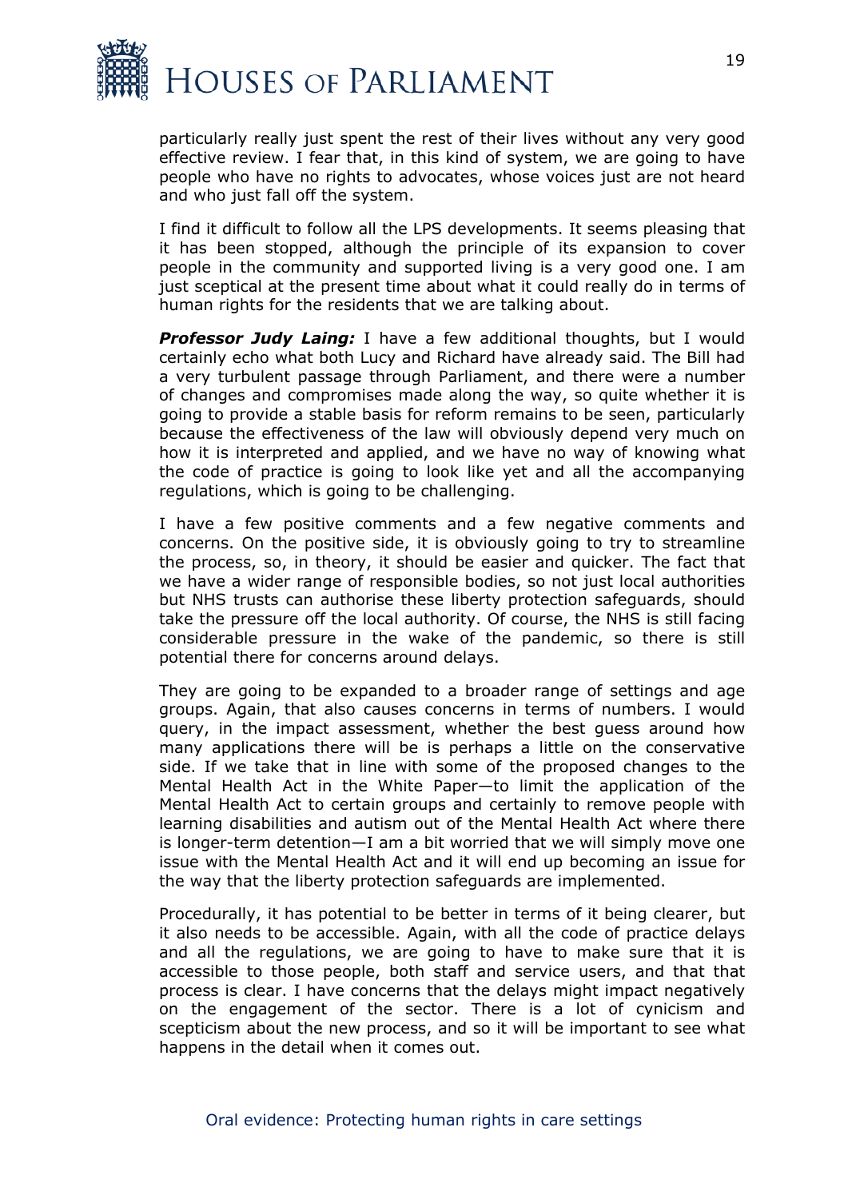particularly really just spent the rest of their lives without any very good effective review. I fear that, in this kind of system, we are going to have people who have no rights to advocates, whose voices just are not heard and who just fall off the system.

I find it difficult to follow all the LPS developments. It seems pleasing that it has been stopped, although the principle of its expansion to cover people in the community and supported living is a very good one. I am just sceptical at the present time about what it could really do in terms of human rights for the residents that we are talking about.

***Professor Judy Laing:*** I have a few additional thoughts, but I would certainly echo what both Lucy and Richard have already said. The Bill had a very turbulent passage through Parliament, and there were a number of changes and compromises made along the way, so quite whether it is going to provide a stable basis for reform remains to be seen, particularly because the effectiveness of the law will obviously depend very much on how it is interpreted and applied, and we have no way of knowing what the code of practice is going to look like yet and all the accompanying regulations, which is going to be challenging.

I have a few positive comments and a few negative comments and concerns. On the positive side, it is obviously going to try to streamline the process, so, in theory, it should be easier and quicker. The fact that we have a wider range of responsible bodies, so not just local authorities but NHS trusts can authorise these liberty protection safeguards, should take the pressure off the local authority. Of course, the NHS is still facing considerable pressure in the wake of the pandemic, so there is still potential there for concerns around delays.

They are going to be expanded to a broader range of settings and age groups. Again, that also causes concerns in terms of numbers. I would query, in the impact assessment, whether the best guess around how many applications there will be is perhaps a little on the conservative side. If we take that in line with some of the proposed changes to the Mental Health Act in the White Paper—to limit the application of the Mental Health Act to certain groups and certainly to remove people with learning disabilities and autism out of the Mental Health Act where there is longer-term detention—I am a bit worried that we will simply move one issue with the Mental Health Act and it will end up becoming an issue for the way that the liberty protection safeguards are implemented.

Procedurally, it has potential to be better in terms of it being clearer, but it also needs to be accessible. Again, with all the code of practice delays and all the regulations, we are going to have to make sure that it is accessible to those people, both staff and service users, and that that process is clear. I have concerns that the delays might impact negatively on the engagement of the sector. There is a lot of cynicism and scepticism about the new process, and so it will be important to see what happens in the detail when it comes out.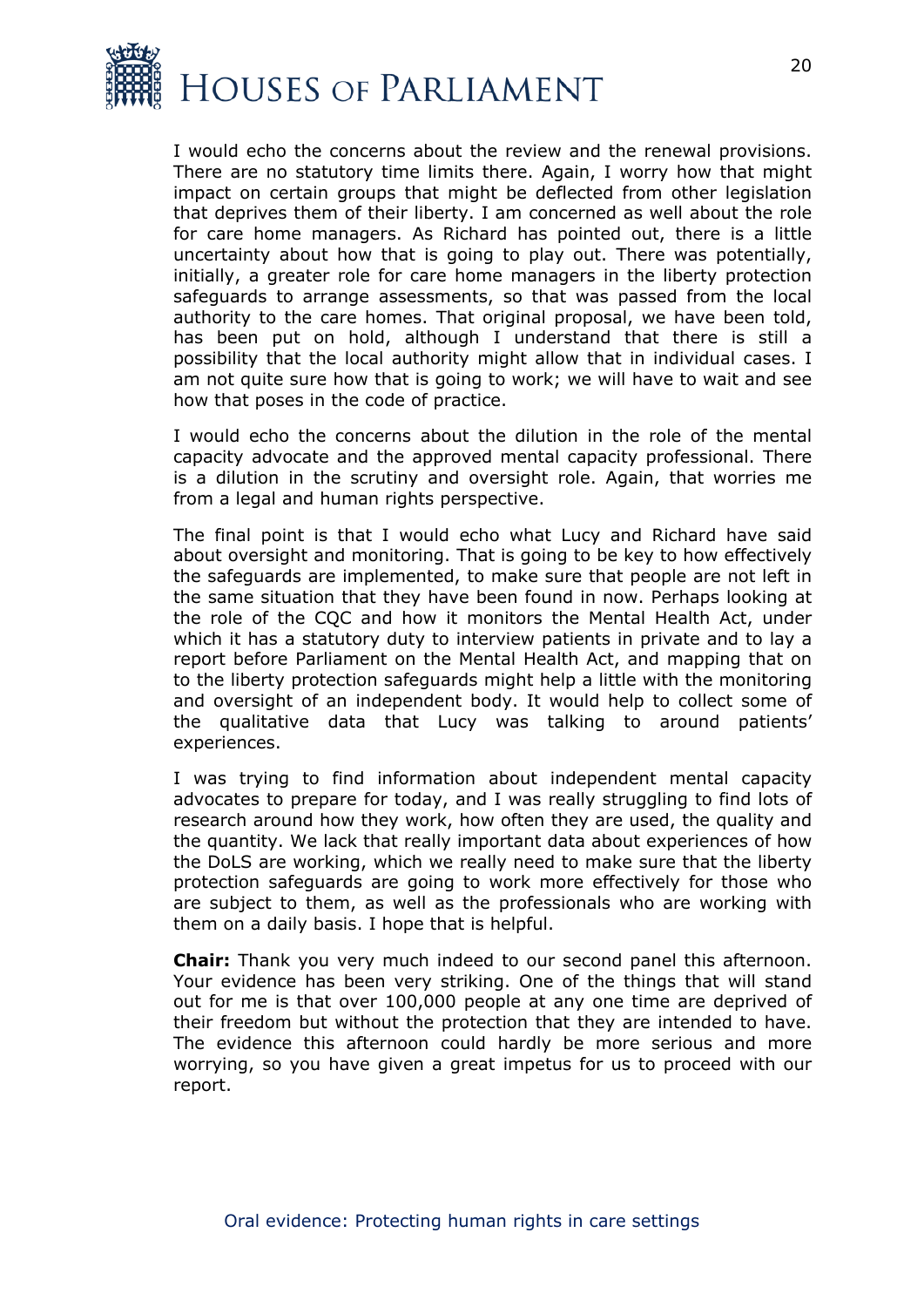I would echo the concerns about the review and the renewal provisions. There are no statutory time limits there. Again, I worry how that might impact on certain groups that might be deflected from other legislation that deprives them of their liberty. I am concerned as well about the role for care home managers. As Richard has pointed out, there is a little uncertainty about how that is going to play out. There was potentially, initially, a greater role for care home managers in the liberty protection safeguards to arrange assessments, so that was passed from the local authority to the care homes. That original proposal, we have been told, has been put on hold, although I understand that there is still a possibility that the local authority might allow that in individual cases. I am not quite sure how that is going to work; we will have to wait and see how that poses in the code of practice.

I would echo the concerns about the dilution in the role of the mental capacity advocate and the approved mental capacity professional. There is a dilution in the scrutiny and oversight role. Again, that worries me from a legal and human rights perspective.

The final point is that I would echo what Lucy and Richard have said about oversight and monitoring. That is going to be key to how effectively the safeguards are implemented, to make sure that people are not left in the same situation that they have been found in now. Perhaps looking at the role of the CQC and how it monitors the Mental Health Act, under which it has a statutory duty to interview patients in private and to lay a report before Parliament on the Mental Health Act, and mapping that on to the liberty protection safeguards might help a little with the monitoring and oversight of an independent body. It would help to collect some of the qualitative data that Lucy was talking to around patients' experiences.

I was trying to find information about independent mental capacity advocates to prepare for today, and I was really struggling to find lots of research around how they work, how often they are used, the quality and the quantity. We lack that really important data about experiences of how the DoLS are working, which we really need to make sure that the liberty protection safeguards are going to work more effectively for those who are subject to them, as well as the professionals who are working with them on a daily basis. I hope that is helpful.

**Chair:** Thank you very much indeed to our second panel this afternoon. Your evidence has been very striking. One of the things that will stand out for me is that over 100,000 people at any one time are deprived of their freedom but without the protection that they are intended to have. The evidence this afternoon could hardly be more serious and more worrying, so you have given a great impetus for us to proceed with our report.